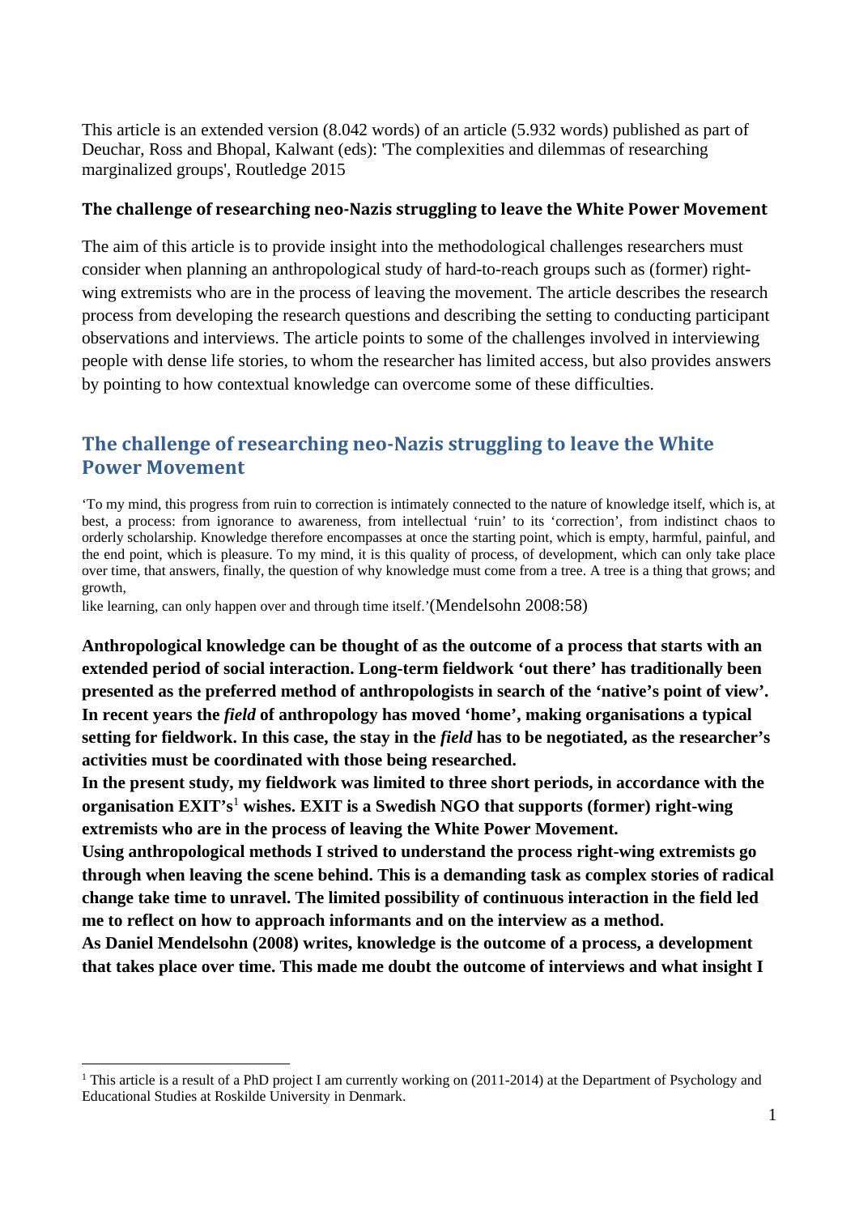This article is an extended version (8.042 words) of an article (5.932 words) published as part of Deuchar, Ross and Bhopal, Kalwant (eds): 'The complexities and dilemmas of researching marginalized groups', Routledge 2015

**The challenge of researching neo-Nazis struggling to leave the White Power Movement**

The aim of this article is to provide insight into the methodological challenges researchers must consider when planning an anthropological study of hard-to-reach groups such as (former) right-wing extremists who are in the process of leaving the movement. The article describes the research process from developing the research questions and describing the setting to conducting participant observations and interviews. The article points to some of the challenges involved in interviewing people with dense life stories, to whom the researcher has limited access, but also provides answers by pointing to how contextual knowledge can overcome some of these difficulties.

## The challenge of researching neo-Nazis struggling to leave the White Power Movement

'To my mind, this progress from ruin to correction is intimately connected to the nature of knowledge itself, which is, at best, a process: from ignorance to awareness, from intellectual 'ruin' to its 'correction', from indistinct chaos to orderly scholarship. Knowledge therefore encompasses at once the starting point, which is empty, harmful, painful, and the end point, which is pleasure. To my mind, it is this quality of process, of development, which can only take place over time, that answers, finally, the question of why knowledge must come from a tree. A tree is a thing that grows; and growth,
like learning, can only happen over and through time itself.'(Mendelsohn 2008:58)

**Anthropological knowledge can be thought of as the outcome of a process that starts with an extended period of social interaction. Long-term fieldwork 'out there' has traditionally been presented as the preferred method of anthropologists in search of the 'native's point of view'. In recent years the *field* of anthropology has moved 'home', making organisations a typical setting for fieldwork. In this case, the stay in the *field* has to be negotiated, as the researcher's activities must be coordinated with those being researched.**
**In the present study, my fieldwork was limited to three short periods, in accordance with the organisation EXIT's[1] wishes. EXIT is a Swedish NGO that supports (former) right-wing extremists who are in the process of leaving the White Power Movement.**
**Using anthropological methods I strived to understand the process right-wing extremists go through when leaving the scene behind. This is a demanding task as complex stories of radical change take time to unravel. The limited possibility of continuous interaction in the field led me to reflect on how to approach informants and on the interview as a method.**
**As Daniel Mendelsohn (2008) writes, knowledge is the outcome of a process, a development that takes place over time. This made me doubt the outcome of interviews and what insight I**

[1] This article is a result of a PhD project I am currently working on (2011-2014) at the Department of Psychology and Educational Studies at Roskilde University in Denmark.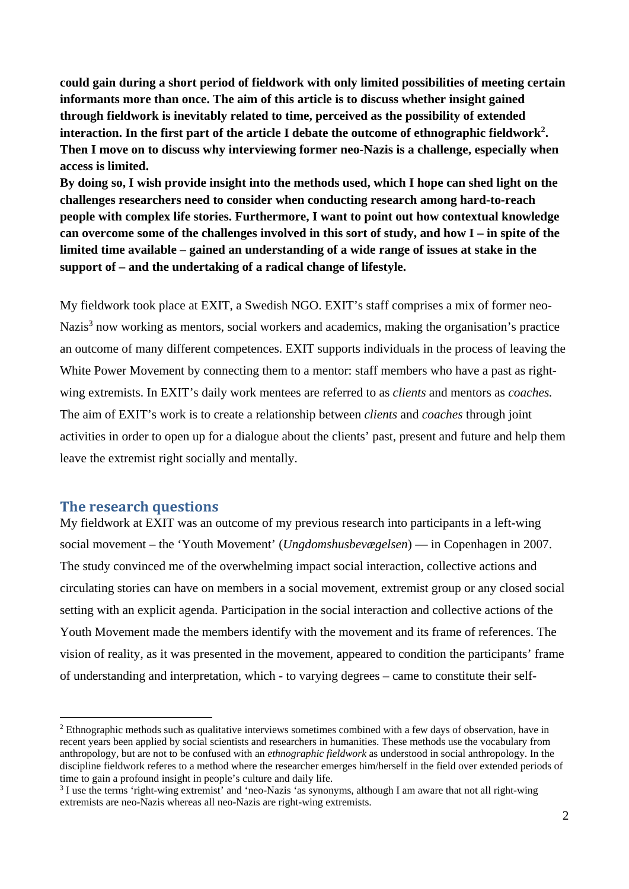**could gain during a short period of fieldwork with only limited possibilities of meeting certain informants more than once. The aim of this article is to discuss whether insight gained through fieldwork is inevitably related to time, perceived as the possibility of extended interaction. In the first part of the article I debate the outcome of ethnographic fieldwork[2]. Then I move on to discuss why interviewing former neo-Nazis is a challenge, especially when access is limited.**

**By doing so, I wish provide insight into the methods used, which I hope can shed light on the challenges researchers need to consider when conducting research among hard-to-reach people with complex life stories. Furthermore, I want to point out how contextual knowledge can overcome some of the challenges involved in this sort of study, and how I – in spite of the limited time available – gained an understanding of a wide range of issues at stake in the support of – and the undertaking of a radical change of lifestyle.**

My fieldwork took place at EXIT, a Swedish NGO. EXIT's staff comprises a mix of former neo-Nazis[3] now working as mentors, social workers and academics, making the organisation's practice an outcome of many different competences. EXIT supports individuals in the process of leaving the White Power Movement by connecting them to a mentor: staff members who have a past as right-wing extremists. In EXIT's daily work mentees are referred to as *clients* and mentors as *coaches.* The aim of EXIT's work is to create a relationship between *clients* and *coaches* through joint activities in order to open up for a dialogue about the clients' past, present and future and help them leave the extremist right socially and mentally.

## The research questions

My fieldwork at EXIT was an outcome of my previous research into participants in a left-wing social movement – the 'Youth Movement' (*Ungdomshusbevægelsen*) — in Copenhagen in 2007. The study convinced me of the overwhelming impact social interaction, collective actions and circulating stories can have on members in a social movement, extremist group or any closed social setting with an explicit agenda. Participation in the social interaction and collective actions of the Youth Movement made the members identify with the movement and its frame of references. The vision of reality, as it was presented in the movement, appeared to condition the participants' frame of understanding and interpretation, which - to varying degrees – came to constitute their self-

---

[2] Ethnographic methods such as qualitative interviews sometimes combined with a few days of observation, have in recent years been applied by social scientists and researchers in humanities. These methods use the vocabulary from anthropology, but are not to be confused with an *ethnographic fieldwork* as understood in social anthropology. In the discipline fieldwork referes to a method where the researcher emerges him/herself in the field over extended periods of time to gain a profound insight in people's culture and daily life.

[3] I use the terms 'right-wing extremist' and 'neo-Nazis 'as synonyms, although I am aware that not all right-wing extremists are neo-Nazis whereas all neo-Nazis are right-wing extremists.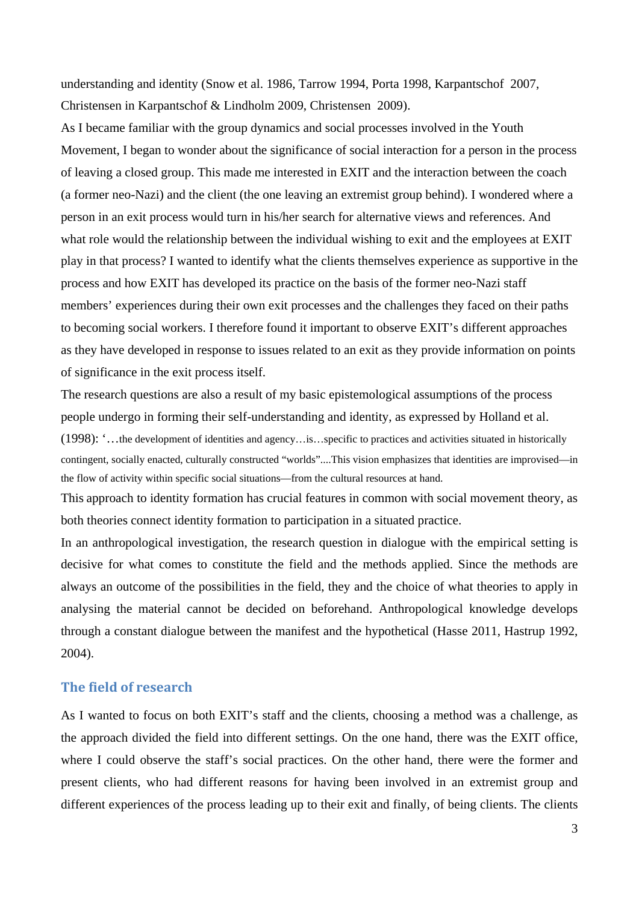understanding and identity (Snow et al. 1986, Tarrow 1994, Porta 1998, Karpantschof 2007, Christensen in Karpantschof & Lindholm 2009, Christensen 2009).

As I became familiar with the group dynamics and social processes involved in the Youth Movement, I began to wonder about the significance of social interaction for a person in the process of leaving a closed group. This made me interested in EXIT and the interaction between the coach (a former neo-Nazi) and the client (the one leaving an extremist group behind). I wondered where a person in an exit process would turn in his/her search for alternative views and references. And what role would the relationship between the individual wishing to exit and the employees at EXIT play in that process? I wanted to identify what the clients themselves experience as supportive in the process and how EXIT has developed its practice on the basis of the former neo-Nazi staff members' experiences during their own exit processes and the challenges they faced on their paths to becoming social workers. I therefore found it important to observe EXIT's different approaches as they have developed in response to issues related to an exit as they provide information on points of significance in the exit process itself.

The research questions are also a result of my basic epistemological assumptions of the process people undergo in forming their self-understanding and identity, as expressed by Holland et al. (1998): '…the development of identities and agency…is…specific to practices and activities situated in historically contingent, socially enacted, culturally constructed "worlds"....This vision emphasizes that identities are improvised—in the flow of activity within specific social situations—from the cultural resources at hand.

This approach to identity formation has crucial features in common with social movement theory, as both theories connect identity formation to participation in a situated practice.

In an anthropological investigation, the research question in dialogue with the empirical setting is decisive for what comes to constitute the field and the methods applied. Since the methods are always an outcome of the possibilities in the field, they and the choice of what theories to apply in analysing the material cannot be decided on beforehand. Anthropological knowledge develops through a constant dialogue between the manifest and the hypothetical (Hasse 2011, Hastrup 1992, 2004).

## The field of research

As I wanted to focus on both EXIT's staff and the clients, choosing a method was a challenge, as the approach divided the field into different settings. On the one hand, there was the EXIT office, where I could observe the staff's social practices. On the other hand, there were the former and present clients, who had different reasons for having been involved in an extremist group and different experiences of the process leading up to their exit and finally, of being clients. The clients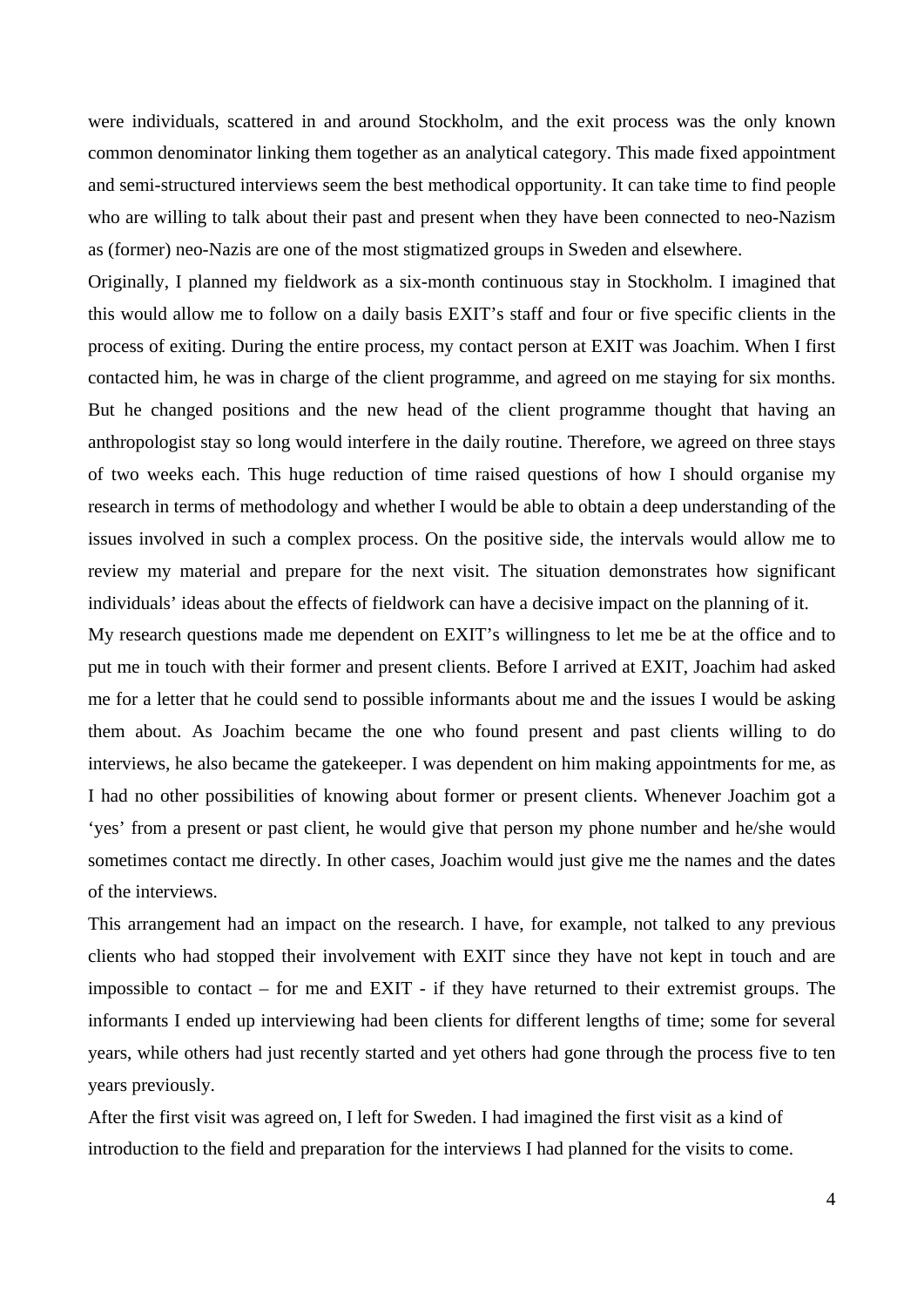were individuals, scattered in and around Stockholm, and the exit process was the only known common denominator linking them together as an analytical category. This made fixed appointment and semi-structured interviews seem the best methodical opportunity. It can take time to find people who are willing to talk about their past and present when they have been connected to neo-Nazism as (former) neo-Nazis are one of the most stigmatized groups in Sweden and elsewhere.

Originally, I planned my fieldwork as a six-month continuous stay in Stockholm. I imagined that this would allow me to follow on a daily basis EXIT's staff and four or five specific clients in the process of exiting. During the entire process, my contact person at EXIT was Joachim. When I first contacted him, he was in charge of the client programme, and agreed on me staying for six months. But he changed positions and the new head of the client programme thought that having an anthropologist stay so long would interfere in the daily routine. Therefore, we agreed on three stays of two weeks each. This huge reduction of time raised questions of how I should organise my research in terms of methodology and whether I would be able to obtain a deep understanding of the issues involved in such a complex process. On the positive side, the intervals would allow me to review my material and prepare for the next visit. The situation demonstrates how significant individuals' ideas about the effects of fieldwork can have a decisive impact on the planning of it.

My research questions made me dependent on EXIT's willingness to let me be at the office and to put me in touch with their former and present clients. Before I arrived at EXIT, Joachim had asked me for a letter that he could send to possible informants about me and the issues I would be asking them about. As Joachim became the one who found present and past clients willing to do interviews, he also became the gatekeeper. I was dependent on him making appointments for me, as I had no other possibilities of knowing about former or present clients. Whenever Joachim got a 'yes' from a present or past client, he would give that person my phone number and he/she would sometimes contact me directly. In other cases, Joachim would just give me the names and the dates of the interviews.

This arrangement had an impact on the research. I have, for example, not talked to any previous clients who had stopped their involvement with EXIT since they have not kept in touch and are impossible to contact – for me and EXIT - if they have returned to their extremist groups. The informants I ended up interviewing had been clients for different lengths of time; some for several years, while others had just recently started and yet others had gone through the process five to ten years previously.

After the first visit was agreed on, I left for Sweden. I had imagined the first visit as a kind of introduction to the field and preparation for the interviews I had planned for the visits to come.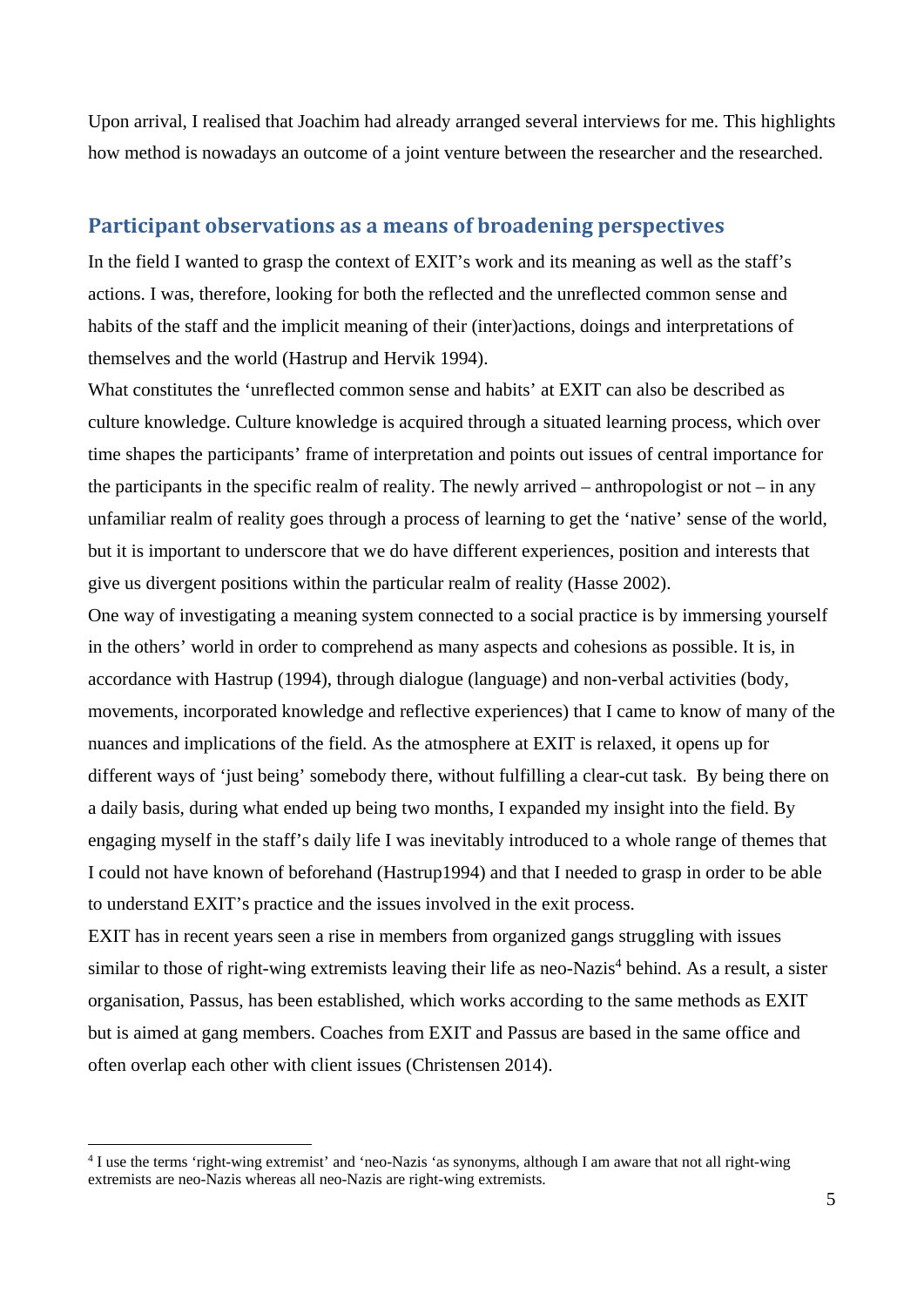Upon arrival, I realised that Joachim had already arranged several interviews for me. This highlights how method is nowadays an outcome of a joint venture between the researcher and the researched.

## Participant observations as a means of broadening perspectives

In the field I wanted to grasp the context of EXIT's work and its meaning as well as the staff's actions. I was, therefore, looking for both the reflected and the unreflected common sense and habits of the staff and the implicit meaning of their (inter)actions, doings and interpretations of themselves and the world (Hastrup and Hervik 1994).

What constitutes the 'unreflected common sense and habits' at EXIT can also be described as culture knowledge. Culture knowledge is acquired through a situated learning process, which over time shapes the participants' frame of interpretation and points out issues of central importance for the participants in the specific realm of reality. The newly arrived – anthropologist or not – in any unfamiliar realm of reality goes through a process of learning to get the 'native' sense of the world, but it is important to underscore that we do have different experiences, position and interests that give us divergent positions within the particular realm of reality (Hasse 2002).

One way of investigating a meaning system connected to a social practice is by immersing yourself in the others' world in order to comprehend as many aspects and cohesions as possible. It is, in accordance with Hastrup (1994), through dialogue (language) and non-verbal activities (body, movements, incorporated knowledge and reflective experiences) that I came to know of many of the nuances and implications of the field. As the atmosphere at EXIT is relaxed, it opens up for different ways of 'just being' somebody there, without fulfilling a clear-cut task. By being there on a daily basis, during what ended up being two months, I expanded my insight into the field. By engaging myself in the staff's daily life I was inevitably introduced to a whole range of themes that I could not have known of beforehand (Hastrup1994) and that I needed to grasp in order to be able to understand EXIT's practice and the issues involved in the exit process.

EXIT has in recent years seen a rise in members from organized gangs struggling with issues similar to those of right-wing extremists leaving their life as neo-Nazis[4] behind. As a result, a sister organisation, Passus, has been established, which works according to the same methods as EXIT but is aimed at gang members. Coaches from EXIT and Passus are based in the same office and often overlap each other with client issues (Christensen 2014).

---

[4] I use the terms 'right-wing extremist' and 'neo-Nazis 'as synonyms, although I am aware that not all right-wing extremists are neo-Nazis whereas all neo-Nazis are right-wing extremists.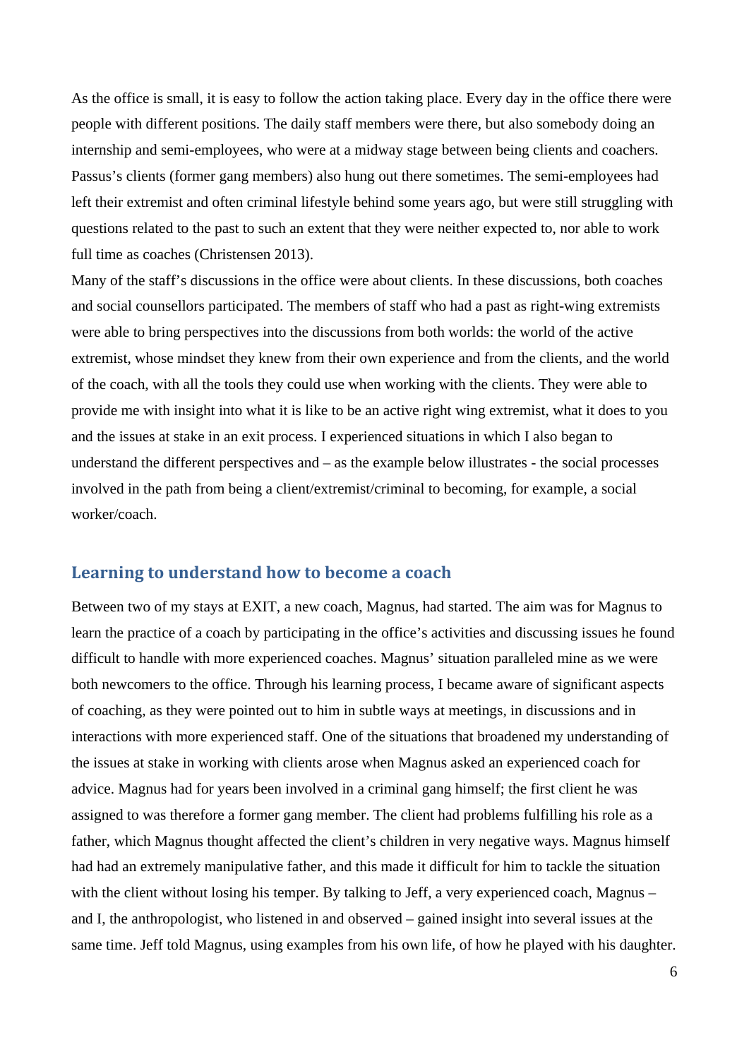As the office is small, it is easy to follow the action taking place. Every day in the office there were people with different positions. The daily staff members were there, but also somebody doing an internship and semi-employees, who were at a midway stage between being clients and coachers. Passus's clients (former gang members) also hung out there sometimes. The semi-employees had left their extremist and often criminal lifestyle behind some years ago, but were still struggling with questions related to the past to such an extent that they were neither expected to, nor able to work full time as coaches (Christensen 2013).

Many of the staff's discussions in the office were about clients. In these discussions, both coaches and social counsellors participated. The members of staff who had a past as right-wing extremists were able to bring perspectives into the discussions from both worlds: the world of the active extremist, whose mindset they knew from their own experience and from the clients, and the world of the coach, with all the tools they could use when working with the clients. They were able to provide me with insight into what it is like to be an active right wing extremist, what it does to you and the issues at stake in an exit process. I experienced situations in which I also began to understand the different perspectives and – as the example below illustrates - the social processes involved in the path from being a client/extremist/criminal to becoming, for example, a social worker/coach.

## Learning to understand how to become a coach

Between two of my stays at EXIT, a new coach, Magnus, had started. The aim was for Magnus to learn the practice of a coach by participating in the office's activities and discussing issues he found difficult to handle with more experienced coaches. Magnus' situation paralleled mine as we were both newcomers to the office. Through his learning process, I became aware of significant aspects of coaching, as they were pointed out to him in subtle ways at meetings, in discussions and in interactions with more experienced staff. One of the situations that broadened my understanding of the issues at stake in working with clients arose when Magnus asked an experienced coach for advice. Magnus had for years been involved in a criminal gang himself; the first client he was assigned to was therefore a former gang member. The client had problems fulfilling his role as a father, which Magnus thought affected the client's children in very negative ways. Magnus himself had had an extremely manipulative father, and this made it difficult for him to tackle the situation with the client without losing his temper. By talking to Jeff, a very experienced coach, Magnus – and I, the anthropologist, who listened in and observed – gained insight into several issues at the same time. Jeff told Magnus, using examples from his own life, of how he played with his daughter.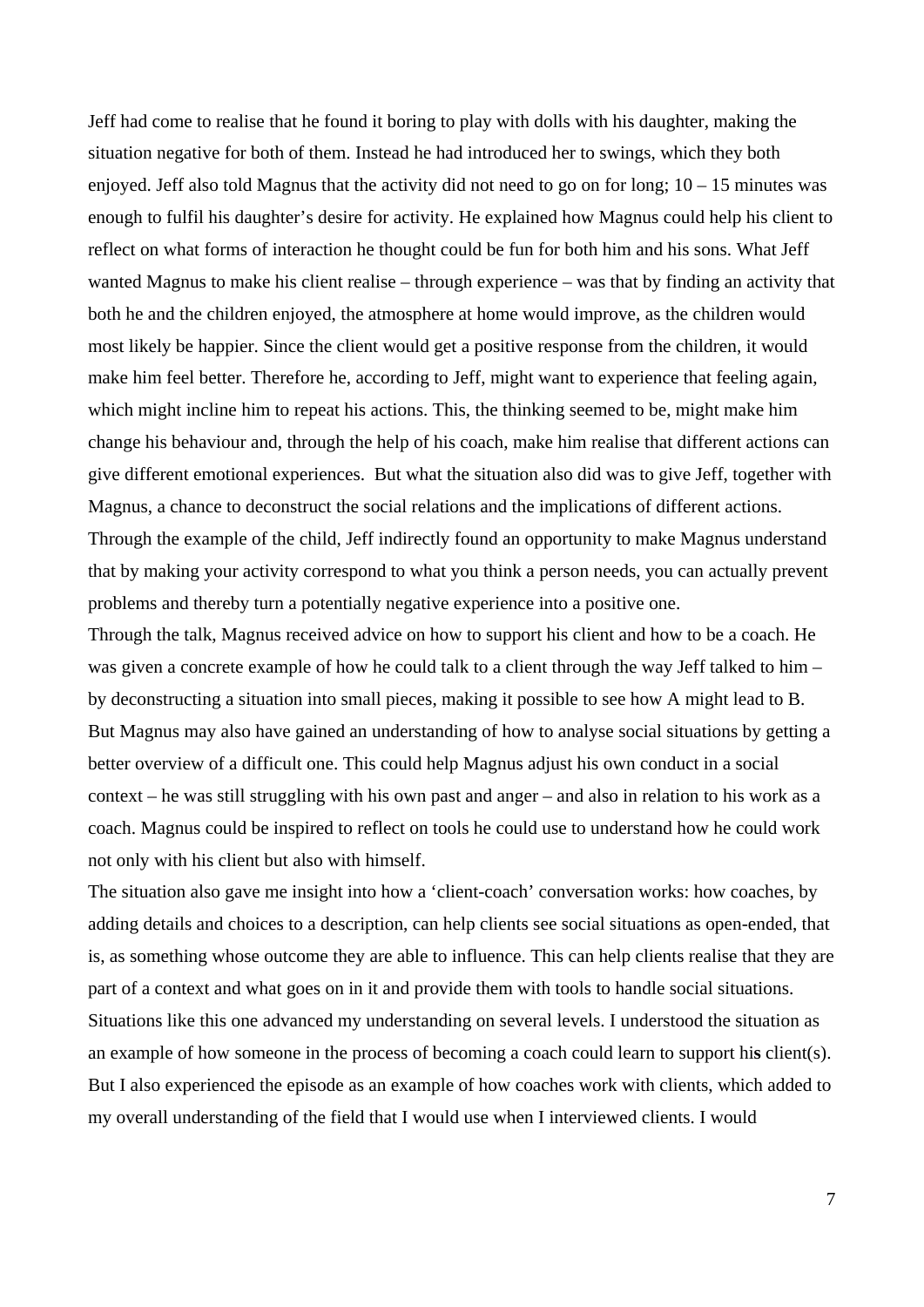Jeff had come to realise that he found it boring to play with dolls with his daughter, making the situation negative for both of them. Instead he had introduced her to swings, which they both enjoyed. Jeff also told Magnus that the activity did not need to go on for long; 10 – 15 minutes was enough to fulfil his daughter's desire for activity. He explained how Magnus could help his client to reflect on what forms of interaction he thought could be fun for both him and his sons. What Jeff wanted Magnus to make his client realise – through experience – was that by finding an activity that both he and the children enjoyed, the atmosphere at home would improve, as the children would most likely be happier. Since the client would get a positive response from the children, it would make him feel better. Therefore he, according to Jeff, might want to experience that feeling again, which might incline him to repeat his actions. This, the thinking seemed to be, might make him change his behaviour and, through the help of his coach, make him realise that different actions can give different emotional experiences. But what the situation also did was to give Jeff, together with Magnus, a chance to deconstruct the social relations and the implications of different actions. Through the example of the child, Jeff indirectly found an opportunity to make Magnus understand that by making your activity correspond to what you think a person needs, you can actually prevent problems and thereby turn a potentially negative experience into a positive one.

Through the talk, Magnus received advice on how to support his client and how to be a coach. He was given a concrete example of how he could talk to a client through the way Jeff talked to him – by deconstructing a situation into small pieces, making it possible to see how A might lead to B. But Magnus may also have gained an understanding of how to analyse social situations by getting a better overview of a difficult one. This could help Magnus adjust his own conduct in a social context – he was still struggling with his own past and anger – and also in relation to his work as a coach. Magnus could be inspired to reflect on tools he could use to understand how he could work not only with his client but also with himself.

The situation also gave me insight into how a 'client-coach' conversation works: how coaches, by adding details and choices to a description, can help clients see social situations as open-ended, that is, as something whose outcome they are able to influence. This can help clients realise that they are part of a context and what goes on in it and provide them with tools to handle social situations. Situations like this one advanced my understanding on several levels. I understood the situation as an example of how someone in the process of becoming a coach could learn to support his client(s). But I also experienced the episode as an example of how coaches work with clients, which added to my overall understanding of the field that I would use when I interviewed clients. I would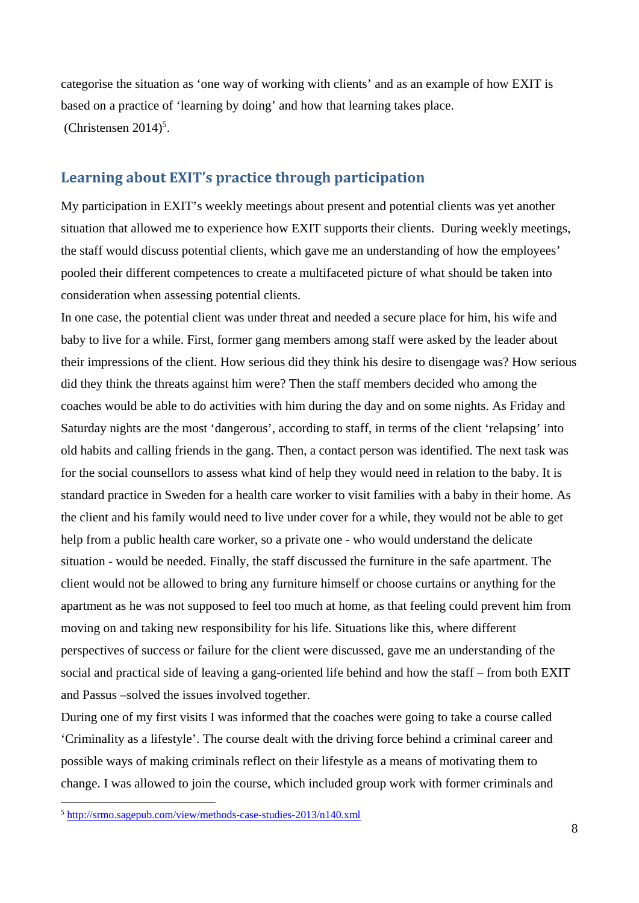categorise the situation as 'one way of working with clients' and as an example of how EXIT is based on a practice of 'learning by doing' and how that learning takes place.
(Christensen 2014)[5].

## Learning about EXIT's practice through participation

My participation in EXIT's weekly meetings about present and potential clients was yet another situation that allowed me to experience how EXIT supports their clients. During weekly meetings, the staff would discuss potential clients, which gave me an understanding of how the employees' pooled their different competences to create a multifaceted picture of what should be taken into consideration when assessing potential clients.

In one case, the potential client was under threat and needed a secure place for him, his wife and baby to live for a while. First, former gang members among staff were asked by the leader about their impressions of the client. How serious did they think his desire to disengage was? How serious did they think the threats against him were? Then the staff members decided who among the coaches would be able to do activities with him during the day and on some nights. As Friday and Saturday nights are the most 'dangerous', according to staff, in terms of the client 'relapsing' into old habits and calling friends in the gang. Then, a contact person was identified. The next task was for the social counsellors to assess what kind of help they would need in relation to the baby. It is standard practice in Sweden for a health care worker to visit families with a baby in their home. As the client and his family would need to live under cover for a while, they would not be able to get help from a public health care worker, so a private one - who would understand the delicate situation - would be needed. Finally, the staff discussed the furniture in the safe apartment. The client would not be allowed to bring any furniture himself or choose curtains or anything for the apartment as he was not supposed to feel too much at home, as that feeling could prevent him from moving on and taking new responsibility for his life. Situations like this, where different perspectives of success or failure for the client were discussed, gave me an understanding of the social and practical side of leaving a gang-oriented life behind and how the staff – from both EXIT and Passus –solved the issues involved together.

During one of my first visits I was informed that the coaches were going to take a course called 'Criminality as a lifestyle'. The course dealt with the driving force behind a criminal career and possible ways of making criminals reflect on their lifestyle as a means of motivating them to change. I was allowed to join the course, which included group work with former criminals and

---

[5] http://srmo.sagepub.com/view/methods-case-studies-2013/n140.xml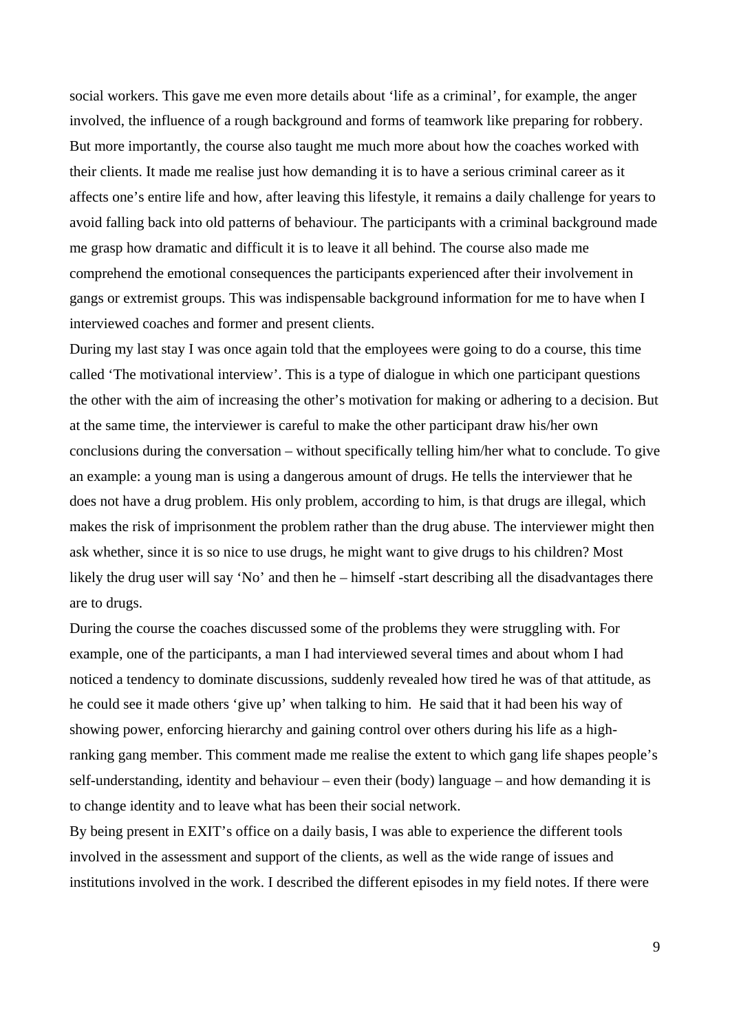social workers. This gave me even more details about 'life as a criminal', for example, the anger involved, the influence of a rough background and forms of teamwork like preparing for robbery. But more importantly, the course also taught me much more about how the coaches worked with their clients. It made me realise just how demanding it is to have a serious criminal career as it affects one's entire life and how, after leaving this lifestyle, it remains a daily challenge for years to avoid falling back into old patterns of behaviour. The participants with a criminal background made me grasp how dramatic and difficult it is to leave it all behind. The course also made me comprehend the emotional consequences the participants experienced after their involvement in gangs or extremist groups. This was indispensable background information for me to have when I interviewed coaches and former and present clients.

During my last stay I was once again told that the employees were going to do a course, this time called 'The motivational interview'. This is a type of dialogue in which one participant questions the other with the aim of increasing the other's motivation for making or adhering to a decision. But at the same time, the interviewer is careful to make the other participant draw his/her own conclusions during the conversation – without specifically telling him/her what to conclude. To give an example: a young man is using a dangerous amount of drugs. He tells the interviewer that he does not have a drug problem. His only problem, according to him, is that drugs are illegal, which makes the risk of imprisonment the problem rather than the drug abuse. The interviewer might then ask whether, since it is so nice to use drugs, he might want to give drugs to his children? Most likely the drug user will say 'No' and then he – himself -start describing all the disadvantages there are to drugs.

During the course the coaches discussed some of the problems they were struggling with. For example, one of the participants, a man I had interviewed several times and about whom I had noticed a tendency to dominate discussions, suddenly revealed how tired he was of that attitude, as he could see it made others 'give up' when talking to him. He said that it had been his way of showing power, enforcing hierarchy and gaining control over others during his life as a high-ranking gang member. This comment made me realise the extent to which gang life shapes people's self-understanding, identity and behaviour – even their (body) language – and how demanding it is to change identity and to leave what has been their social network.

By being present in EXIT's office on a daily basis, I was able to experience the different tools involved in the assessment and support of the clients, as well as the wide range of issues and institutions involved in the work. I described the different episodes in my field notes. If there were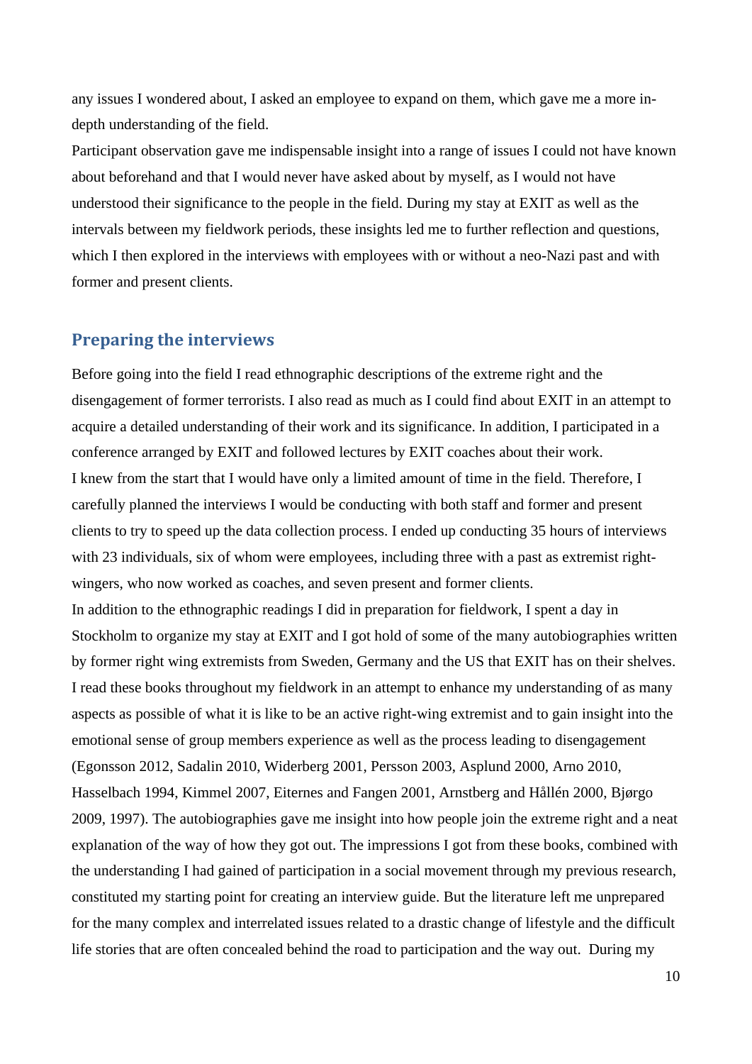any issues I wondered about, I asked an employee to expand on them, which gave me a more in-depth understanding of the field.

Participant observation gave me indispensable insight into a range of issues I could not have known about beforehand and that I would never have asked about by myself, as I would not have understood their significance to the people in the field. During my stay at EXIT as well as the intervals between my fieldwork periods, these insights led me to further reflection and questions, which I then explored in the interviews with employees with or without a neo-Nazi past and with former and present clients.

## Preparing the interviews

Before going into the field I read ethnographic descriptions of the extreme right and the disengagement of former terrorists. I also read as much as I could find about EXIT in an attempt to acquire a detailed understanding of their work and its significance. In addition, I participated in a conference arranged by EXIT and followed lectures by EXIT coaches about their work.

I knew from the start that I would have only a limited amount of time in the field. Therefore, I carefully planned the interviews I would be conducting with both staff and former and present clients to try to speed up the data collection process. I ended up conducting 35 hours of interviews with 23 individuals, six of whom were employees, including three with a past as extremist right-wingers, who now worked as coaches, and seven present and former clients.

In addition to the ethnographic readings I did in preparation for fieldwork, I spent a day in Stockholm to organize my stay at EXIT and I got hold of some of the many autobiographies written by former right wing extremists from Sweden, Germany and the US that EXIT has on their shelves. I read these books throughout my fieldwork in an attempt to enhance my understanding of as many aspects as possible of what it is like to be an active right-wing extremist and to gain insight into the emotional sense of group members experience as well as the process leading to disengagement (Egonsson 2012, Sadalin 2010, Widerberg 2001, Persson 2003, Asplund 2000, Arno 2010, Hasselbach 1994, Kimmel 2007, Eiternes and Fangen 2001, Arnstberg and Hållén 2000, Bjørgo 2009, 1997). The autobiographies gave me insight into how people join the extreme right and a neat explanation of the way of how they got out. The impressions I got from these books, combined with the understanding I had gained of participation in a social movement through my previous research, constituted my starting point for creating an interview guide. But the literature left me unprepared for the many complex and interrelated issues related to a drastic change of lifestyle and the difficult life stories that are often concealed behind the road to participation and the way out. During my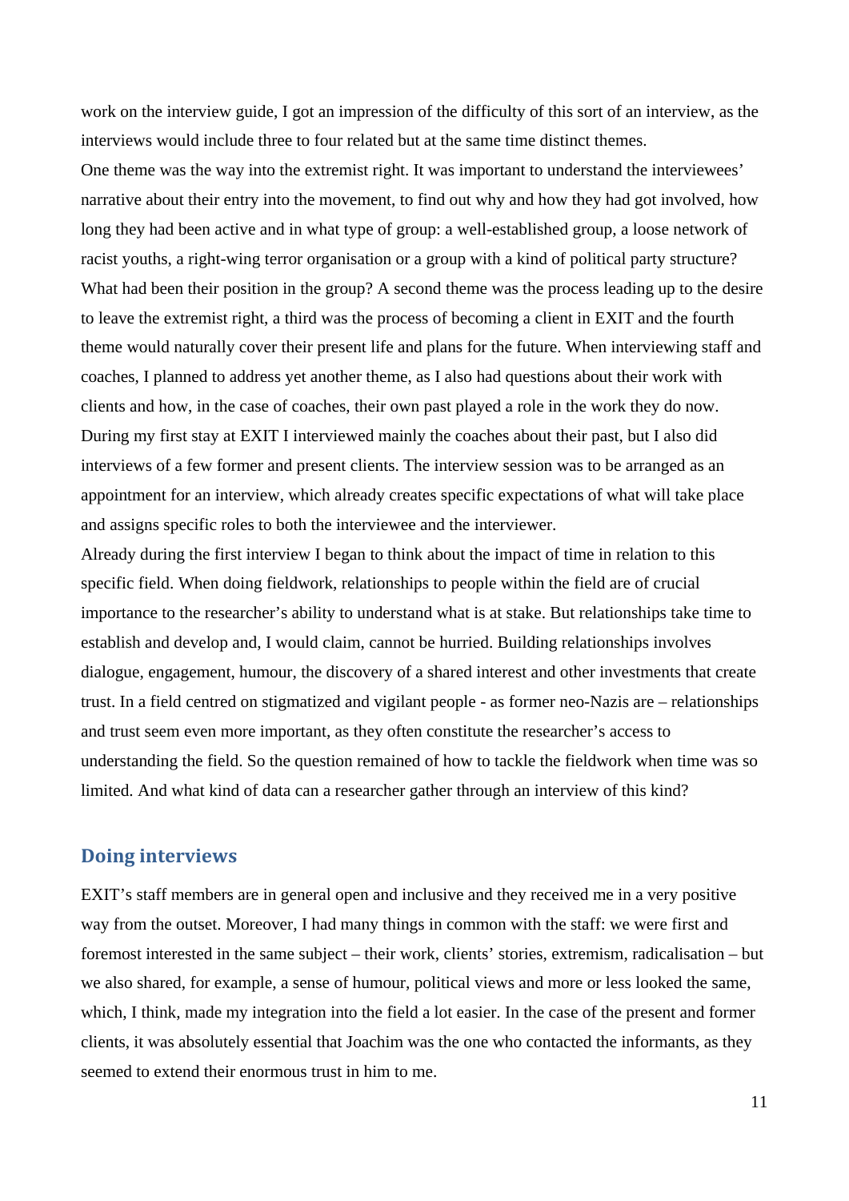work on the interview guide, I got an impression of the difficulty of this sort of an interview, as the interviews would include three to four related but at the same time distinct themes.

One theme was the way into the extremist right. It was important to understand the interviewees' narrative about their entry into the movement, to find out why and how they had got involved, how long they had been active and in what type of group: a well-established group, a loose network of racist youths, a right-wing terror organisation or a group with a kind of political party structure? What had been their position in the group? A second theme was the process leading up to the desire to leave the extremist right, a third was the process of becoming a client in EXIT and the fourth theme would naturally cover their present life and plans for the future. When interviewing staff and coaches, I planned to address yet another theme, as I also had questions about their work with clients and how, in the case of coaches, their own past played a role in the work they do now. During my first stay at EXIT I interviewed mainly the coaches about their past, but I also did interviews of a few former and present clients. The interview session was to be arranged as an appointment for an interview, which already creates specific expectations of what will take place and assigns specific roles to both the interviewee and the interviewer.

Already during the first interview I began to think about the impact of time in relation to this specific field. When doing fieldwork, relationships to people within the field are of crucial importance to the researcher's ability to understand what is at stake. But relationships take time to establish and develop and, I would claim, cannot be hurried. Building relationships involves dialogue, engagement, humour, the discovery of a shared interest and other investments that create trust. In a field centred on stigmatized and vigilant people - as former neo-Nazis are – relationships and trust seem even more important, as they often constitute the researcher's access to understanding the field. So the question remained of how to tackle the fieldwork when time was so limited. And what kind of data can a researcher gather through an interview of this kind?

## Doing interviews

EXIT's staff members are in general open and inclusive and they received me in a very positive way from the outset. Moreover, I had many things in common with the staff: we were first and foremost interested in the same subject – their work, clients' stories, extremism, radicalisation – but we also shared, for example, a sense of humour, political views and more or less looked the same, which, I think, made my integration into the field a lot easier. In the case of the present and former clients, it was absolutely essential that Joachim was the one who contacted the informants, as they seemed to extend their enormous trust in him to me.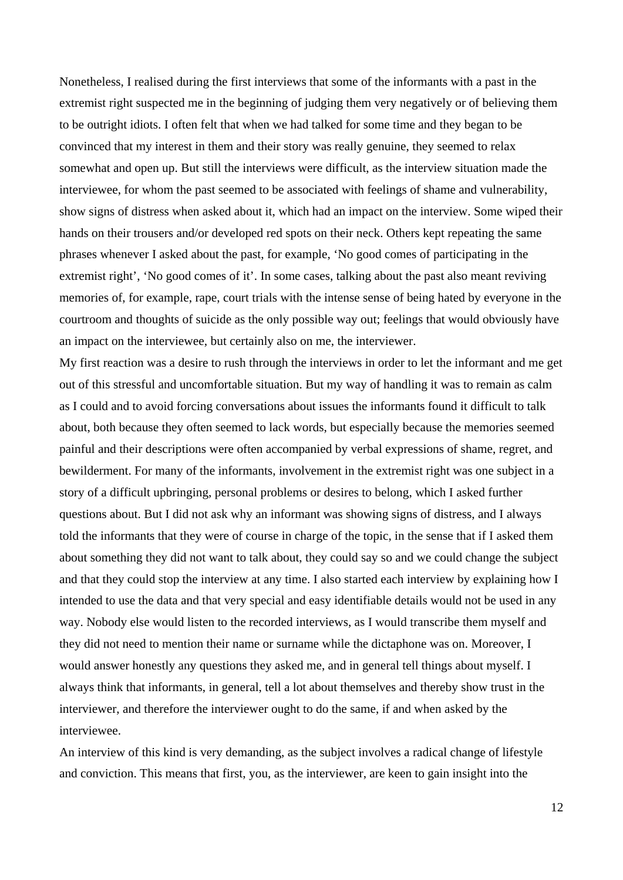Nonetheless, I realised during the first interviews that some of the informants with a past in the extremist right suspected me in the beginning of judging them very negatively or of believing them to be outright idiots. I often felt that when we had talked for some time and they began to be convinced that my interest in them and their story was really genuine, they seemed to relax somewhat and open up. But still the interviews were difficult, as the interview situation made the interviewee, for whom the past seemed to be associated with feelings of shame and vulnerability, show signs of distress when asked about it, which had an impact on the interview. Some wiped their hands on their trousers and/or developed red spots on their neck. Others kept repeating the same phrases whenever I asked about the past, for example, 'No good comes of participating in the extremist right', 'No good comes of it'. In some cases, talking about the past also meant reviving memories of, for example, rape, court trials with the intense sense of being hated by everyone in the courtroom and thoughts of suicide as the only possible way out; feelings that would obviously have an impact on the interviewee, but certainly also on me, the interviewer.

My first reaction was a desire to rush through the interviews in order to let the informant and me get out of this stressful and uncomfortable situation. But my way of handling it was to remain as calm as I could and to avoid forcing conversations about issues the informants found it difficult to talk about, both because they often seemed to lack words, but especially because the memories seemed painful and their descriptions were often accompanied by verbal expressions of shame, regret, and bewilderment. For many of the informants, involvement in the extremist right was one subject in a story of a difficult upbringing, personal problems or desires to belong, which I asked further questions about. But I did not ask why an informant was showing signs of distress, and I always told the informants that they were of course in charge of the topic, in the sense that if I asked them about something they did not want to talk about, they could say so and we could change the subject and that they could stop the interview at any time. I also started each interview by explaining how I intended to use the data and that very special and easy identifiable details would not be used in any way. Nobody else would listen to the recorded interviews, as I would transcribe them myself and they did not need to mention their name or surname while the dictaphone was on. Moreover, I would answer honestly any questions they asked me, and in general tell things about myself. I always think that informants, in general, tell a lot about themselves and thereby show trust in the interviewer, and therefore the interviewer ought to do the same, if and when asked by the interviewee.

An interview of this kind is very demanding, as the subject involves a radical change of lifestyle and conviction. This means that first, you, as the interviewer, are keen to gain insight into the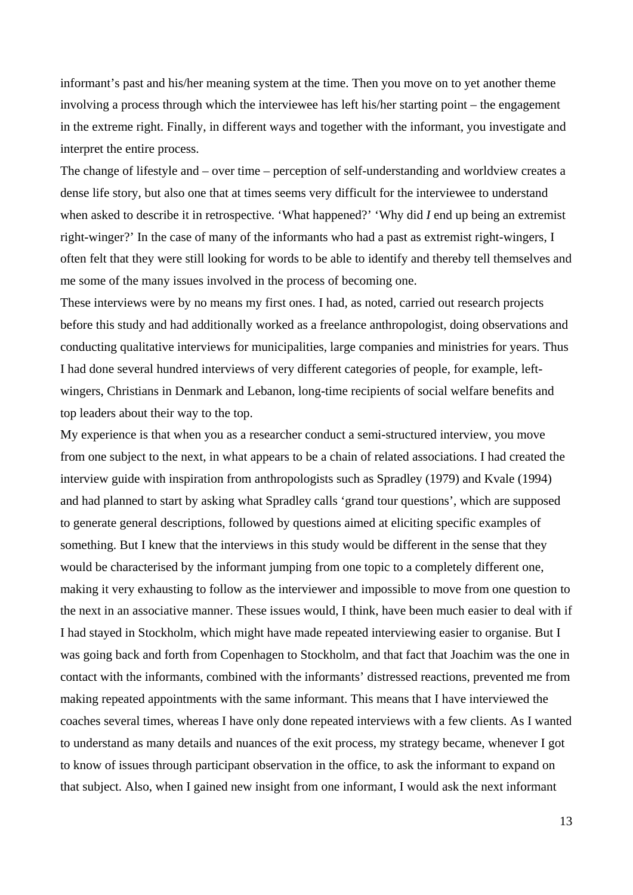informant's past and his/her meaning system at the time. Then you move on to yet another theme involving a process through which the interviewee has left his/her starting point – the engagement in the extreme right. Finally, in different ways and together with the informant, you investigate and interpret the entire process.

The change of lifestyle and – over time – perception of self-understanding and worldview creates a dense life story, but also one that at times seems very difficult for the interviewee to understand when asked to describe it in retrospective. 'What happened?' 'Why did *I* end up being an extremist right-winger?' In the case of many of the informants who had a past as extremist right-wingers, I often felt that they were still looking for words to be able to identify and thereby tell themselves and me some of the many issues involved in the process of becoming one.

These interviews were by no means my first ones. I had, as noted, carried out research projects before this study and had additionally worked as a freelance anthropologist, doing observations and conducting qualitative interviews for municipalities, large companies and ministries for years. Thus I had done several hundred interviews of very different categories of people, for example, left-wingers, Christians in Denmark and Lebanon, long-time recipients of social welfare benefits and top leaders about their way to the top.

My experience is that when you as a researcher conduct a semi-structured interview, you move from one subject to the next, in what appears to be a chain of related associations. I had created the interview guide with inspiration from anthropologists such as Spradley (1979) and Kvale (1994) and had planned to start by asking what Spradley calls 'grand tour questions', which are supposed to generate general descriptions, followed by questions aimed at eliciting specific examples of something. But I knew that the interviews in this study would be different in the sense that they would be characterised by the informant jumping from one topic to a completely different one, making it very exhausting to follow as the interviewer and impossible to move from one question to the next in an associative manner. These issues would, I think, have been much easier to deal with if I had stayed in Stockholm, which might have made repeated interviewing easier to organise. But I was going back and forth from Copenhagen to Stockholm, and that fact that Joachim was the one in contact with the informants, combined with the informants' distressed reactions, prevented me from making repeated appointments with the same informant. This means that I have interviewed the coaches several times, whereas I have only done repeated interviews with a few clients. As I wanted to understand as many details and nuances of the exit process, my strategy became, whenever I got to know of issues through participant observation in the office, to ask the informant to expand on that subject. Also, when I gained new insight from one informant, I would ask the next informant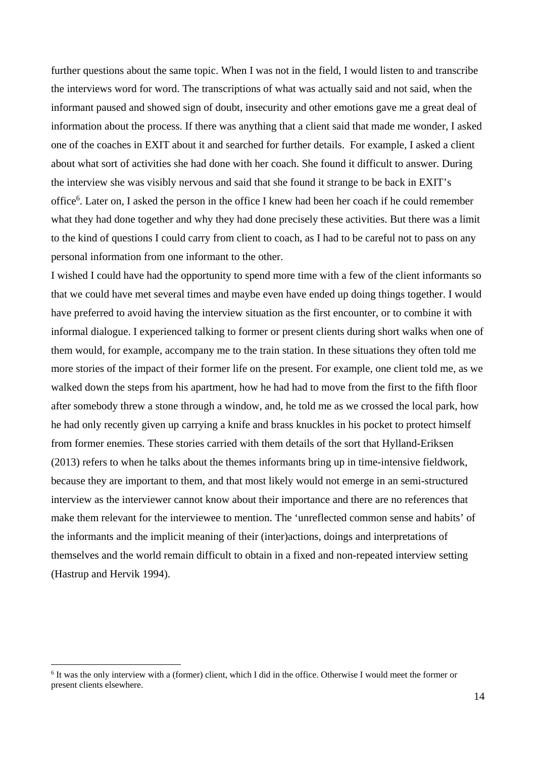further questions about the same topic. When I was not in the field, I would listen to and transcribe the interviews word for word. The transcriptions of what was actually said and not said, when the informant paused and showed sign of doubt, insecurity and other emotions gave me a great deal of information about the process. If there was anything that a client said that made me wonder, I asked one of the coaches in EXIT about it and searched for further details. For example, I asked a client about what sort of activities she had done with her coach. She found it difficult to answer. During the interview she was visibly nervous and said that she found it strange to be back in EXIT's office[6]. Later on, I asked the person in the office I knew had been her coach if he could remember what they had done together and why they had done precisely these activities. But there was a limit to the kind of questions I could carry from client to coach, as I had to be careful not to pass on any personal information from one informant to the other.

I wished I could have had the opportunity to spend more time with a few of the client informants so that we could have met several times and maybe even have ended up doing things together. I would have preferred to avoid having the interview situation as the first encounter, or to combine it with informal dialogue. I experienced talking to former or present clients during short walks when one of them would, for example, accompany me to the train station. In these situations they often told me more stories of the impact of their former life on the present. For example, one client told me, as we walked down the steps from his apartment, how he had had to move from the first to the fifth floor after somebody threw a stone through a window, and, he told me as we crossed the local park, how he had only recently given up carrying a knife and brass knuckles in his pocket to protect himself from former enemies. These stories carried with them details of the sort that Hylland-Eriksen (2013) refers to when he talks about the themes informants bring up in time-intensive fieldwork, because they are important to them, and that most likely would not emerge in an semi-structured interview as the interviewer cannot know about their importance and there are no references that make them relevant for the interviewee to mention. The 'unreflected common sense and habits' of the informants and the implicit meaning of their (inter)actions, doings and interpretations of themselves and the world remain difficult to obtain in a fixed and non-repeated interview setting (Hastrup and Hervik 1994).

[6] It was the only interview with a (former) client, which I did in the office. Otherwise I would meet the former or present clients elsewhere.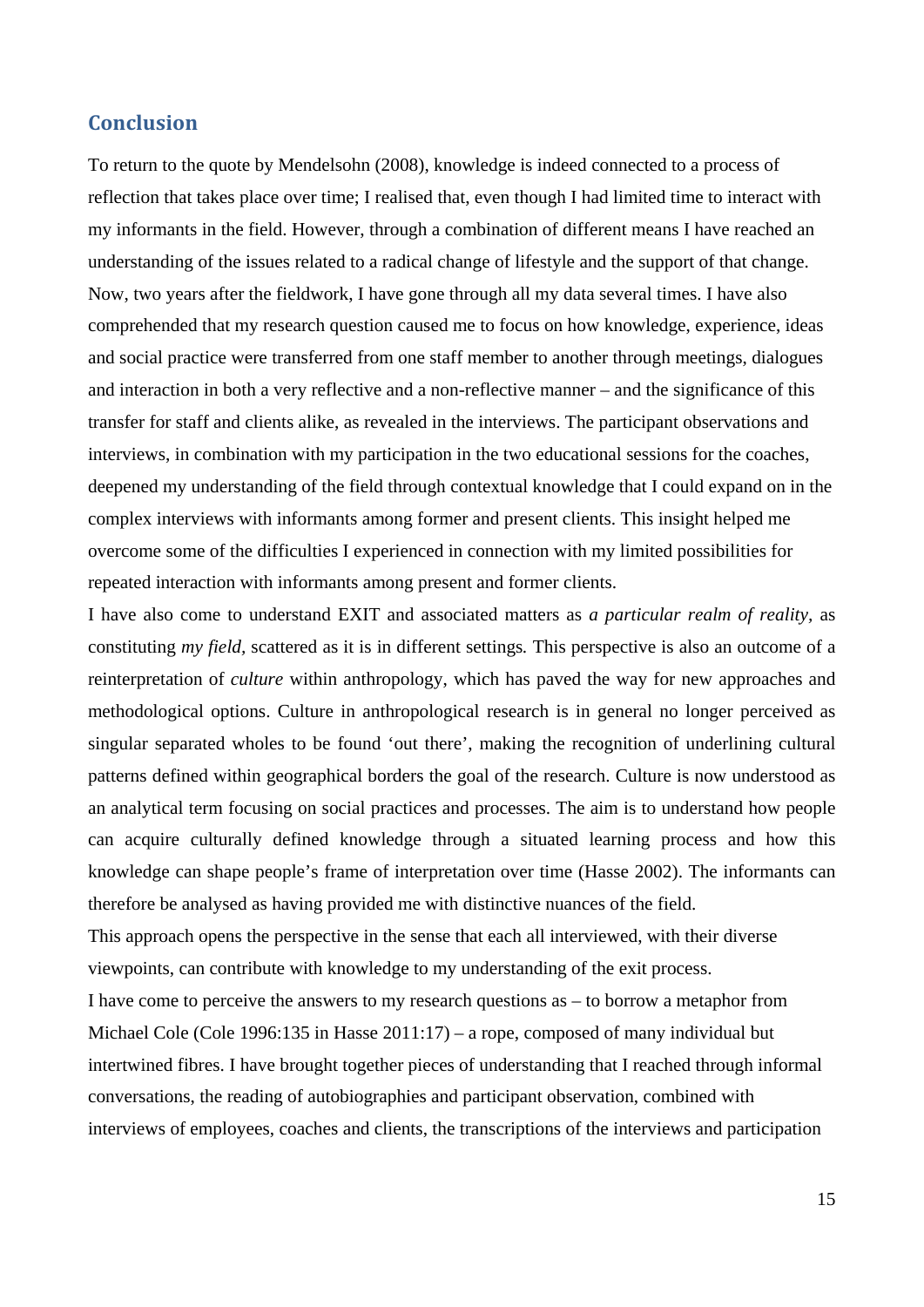## Conclusion

To return to the quote by Mendelsohn (2008), knowledge is indeed connected to a process of reflection that takes place over time; I realised that, even though I had limited time to interact with my informants in the field. However, through a combination of different means I have reached an understanding of the issues related to a radical change of lifestyle and the support of that change. Now, two years after the fieldwork, I have gone through all my data several times. I have also comprehended that my research question caused me to focus on how knowledge, experience, ideas and social practice were transferred from one staff member to another through meetings, dialogues and interaction in both a very reflective and a non-reflective manner – and the significance of this transfer for staff and clients alike, as revealed in the interviews. The participant observations and interviews, in combination with my participation in the two educational sessions for the coaches, deepened my understanding of the field through contextual knowledge that I could expand on in the complex interviews with informants among former and present clients. This insight helped me overcome some of the difficulties I experienced in connection with my limited possibilities for repeated interaction with informants among present and former clients.

I have also come to understand EXIT and associated matters as *a particular realm of reality*, as constituting *my field*, scattered as it is in different settings. This perspective is also an outcome of a reinterpretation of *culture* within anthropology, which has paved the way for new approaches and methodological options. Culture in anthropological research is in general no longer perceived as singular separated wholes to be found 'out there', making the recognition of underlining cultural patterns defined within geographical borders the goal of the research. Culture is now understood as an analytical term focusing on social practices and processes. The aim is to understand how people can acquire culturally defined knowledge through a situated learning process and how this knowledge can shape people's frame of interpretation over time (Hasse 2002). The informants can therefore be analysed as having provided me with distinctive nuances of the field.

This approach opens the perspective in the sense that each all interviewed, with their diverse viewpoints, can contribute with knowledge to my understanding of the exit process.

I have come to perceive the answers to my research questions as – to borrow a metaphor from Michael Cole (Cole 1996:135 in Hasse 2011:17) – a rope, composed of many individual but intertwined fibres. I have brought together pieces of understanding that I reached through informal conversations, the reading of autobiographies and participant observation, combined with interviews of employees, coaches and clients, the transcriptions of the interviews and participation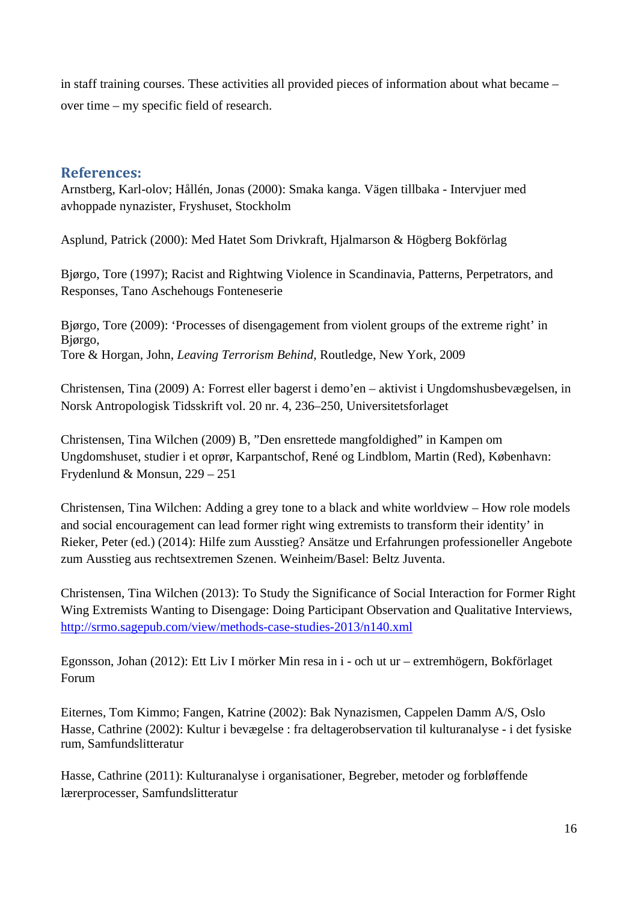in staff training courses. These activities all provided pieces of information about what became – over time – my specific field of research.

## References:

Arnstberg, Karl-olov; Hållén, Jonas (2000): Smaka kanga. Vägen tillbaka - Intervjuer med avhoppade nynazister, Fryshuset, Stockholm

Asplund, Patrick (2000): Med Hatet Som Drivkraft, Hjalmarson & Högberg Bokförlag

Bjørgo, Tore (1997); Racist and Rightwing Violence in Scandinavia, Patterns, Perpetrators, and Responses, Tano Aschehougs Fonteneserie

Bjørgo, Tore (2009): 'Processes of disengagement from violent groups of the extreme right' in Bjørgo,
Tore & Horgan, John, *Leaving Terrorism Behind*, Routledge, New York, 2009

Christensen, Tina (2009) A: Forrest eller bagerst i demo'en – aktivist i Ungdomshusbevægelsen, in Norsk Antropologisk Tidsskrift vol. 20 nr. 4, 236–250, Universitetsforlaget

Christensen, Tina Wilchen (2009) B, "Den ensrettede mangfoldighed" in Kampen om Ungdomshuset, studier i et oprør, Karpantschof, René og Lindblom, Martin (Red), København: Frydenlund & Monsun, 229 – 251

Christensen, Tina Wilchen: Adding a grey tone to a black and white worldview – How role models and social encouragement can lead former right wing extremists to transform their identity' in Rieker, Peter (ed.) (2014): Hilfe zum Ausstieg? Ansätze und Erfahrungen professioneller Angebote zum Ausstieg aus rechtsextremen Szenen. Weinheim/Basel: Beltz Juventa.

Christensen, Tina Wilchen (2013): To Study the Significance of Social Interaction for Former Right Wing Extremists Wanting to Disengage: Doing Participant Observation and Qualitative Interviews, http://srmo.sagepub.com/view/methods-case-studies-2013/n140.xml

Egonsson, Johan (2012): Ett Liv I mörker Min resa in i - och ut ur – extremhögern, Bokförlaget Forum

Eiternes, Tom Kimmo; Fangen, Katrine (2002): Bak Nynazismen, Cappelen Damm A/S, Oslo
Hasse, Cathrine (2002): Kultur i bevægelse : fra deltagerobservation til kulturanalyse - i det fysiske rum, Samfundslitteratur

Hasse, Cathrine (2011): Kulturanalyse i organisationer, Begreber, metoder og forbløffende lærerprocesser, Samfundslitteratur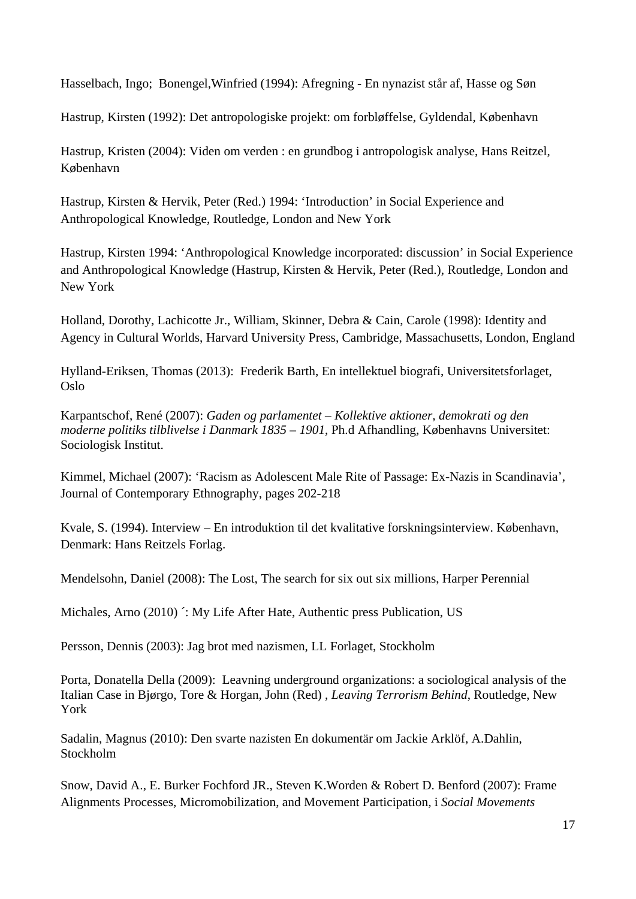Hasselbach, Ingo;  Bonengel,Winfried (1994): Afregning - En nynazist står af, Hasse og Søn

Hastrup, Kirsten (1992): Det antropologiske projekt: om forbløffelse, Gyldendal, København

Hastrup, Kristen (2004): Viden om verden : en grundbog i antropologisk analyse, Hans Reitzel, København

Hastrup, Kirsten & Hervik, Peter (Red.) 1994: 'Introduction' in Social Experience and Anthropological Knowledge, Routledge, London and New York

Hastrup, Kirsten 1994: 'Anthropological Knowledge incorporated: discussion' in Social Experience and Anthropological Knowledge (Hastrup, Kirsten & Hervik, Peter (Red.), Routledge, London and New York

Holland, Dorothy, Lachicotte Jr., William, Skinner, Debra & Cain, Carole (1998): Identity and Agency in Cultural Worlds, Harvard University Press, Cambridge, Massachusetts, London, England

Hylland-Eriksen, Thomas (2013):  Frederik Barth, En intellektuel biografi, Universitetsforlaget, Oslo

Karpantschof, René (2007): *Gaden og parlamentet – Kollektive aktioner, demokrati og den moderne politiks tilblivelse i Danmark 1835 – 1901*, Ph.d Afhandling, Københavns Universitet: Sociologisk Institut.

Kimmel, Michael (2007): 'Racism as Adolescent Male Rite of Passage: Ex-Nazis in Scandinavia', Journal of Contemporary Ethnography, pages 202-218

Kvale, S. (1994). Interview – En introduktion til det kvalitative forskningsinterview. København, Denmark: Hans Reitzels Forlag.

Mendelsohn, Daniel (2008): The Lost, The search for six out six millions, Harper Perennial

Michales, Arno (2010) ´: My Life After Hate, Authentic press Publication, US

Persson, Dennis (2003): Jag brot med nazismen, LL Forlaget, Stockholm

Porta, Donatella Della (2009):  Leavning underground organizations: a sociological analysis of the Italian Case in Bjørgo, Tore & Horgan, John (Red) , *Leaving Terrorism Behind*, Routledge, New York

Sadalin, Magnus (2010): Den svarte nazisten En dokumentär om Jackie Arklöf, A.Dahlin, Stockholm

Snow, David A., E. Burker Fochford JR., Steven K.Worden & Robert D. Benford (2007): Frame Alignments Processes, Micromobilization, and Movement Participation, i *Social Movements*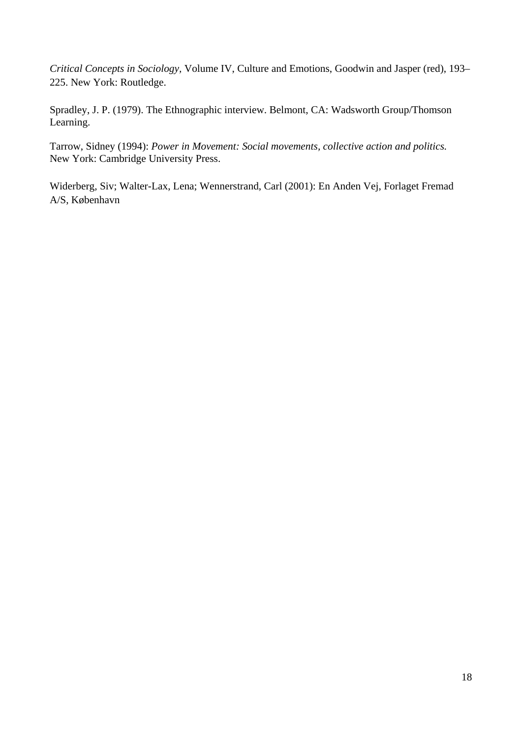*Critical Concepts in Sociology*, Volume IV, Culture and Emotions, Goodwin and Jasper (red), 193–225. New York: Routledge.

Spradley, J. P. (1979). The Ethnographic interview. Belmont, CA: Wadsworth Group/Thomson Learning.

Tarrow, Sidney (1994): *Power in Movement: Social movements, collective action and politics.* New York: Cambridge University Press.

Widerberg, Siv; Walter-Lax, Lena; Wennerstrand, Carl (2001): En Anden Vej, Forlaget Fremad A/S, København